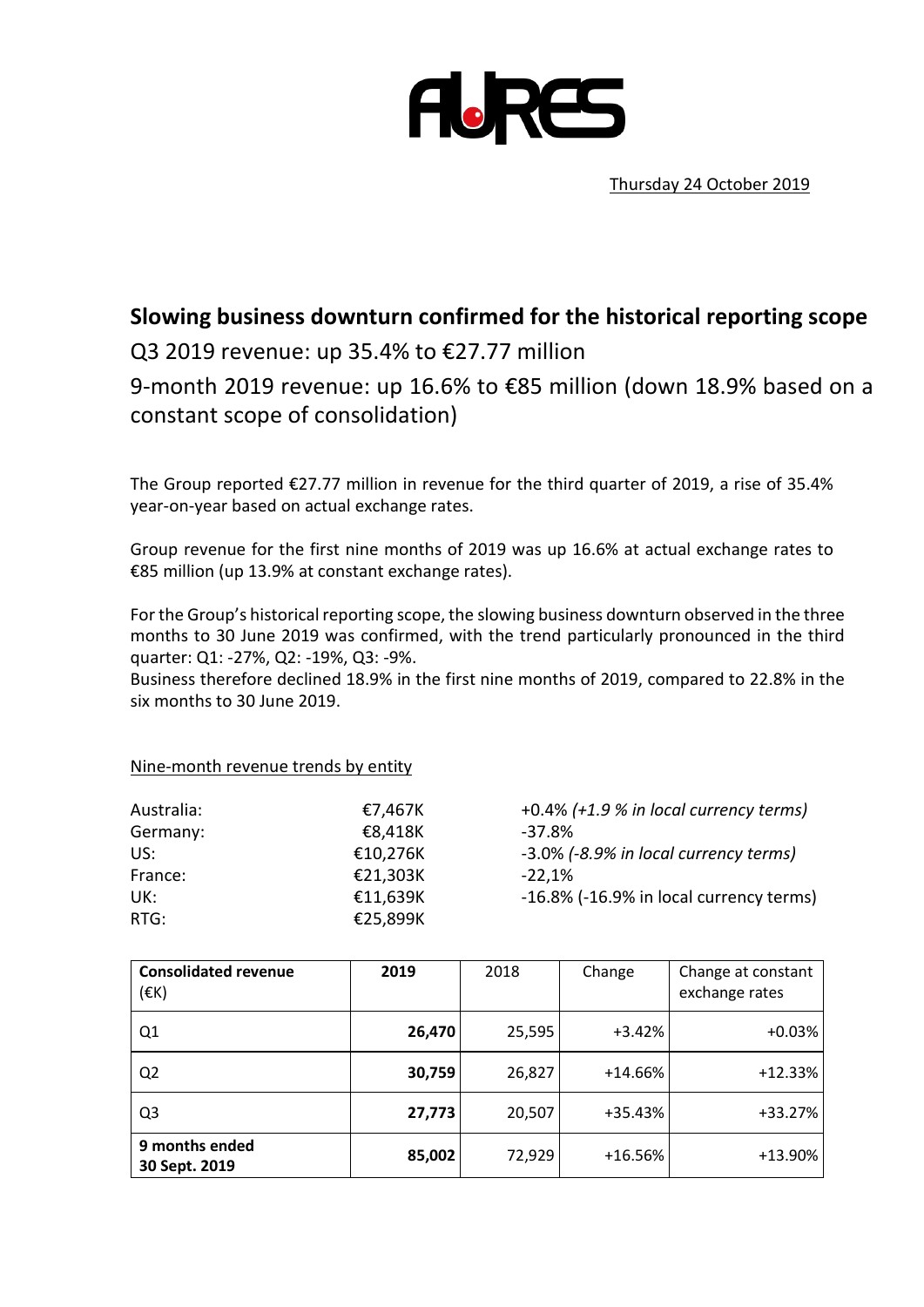AURES

Thursday 24 October 2019

# Slowing business downturn confirmed for the historical reporting scope

Q3 2019 revenue: up 35.4% to €27.77 million

9-month 2019 revenue: up 16.6% to €85 million (down 18.9% based on a constant scope of consolidation)

The Group reported €27.77 million in revenue for the third quarter of 2019, a rise of 35.4% year-on-year based on actual exchange rates.

Group revenue for the first nine months of 2019 was up 16.6% at actual exchange rates to €85 million (up 13.9% at constant exchange rates).

For the Group's historical reporting scope, the slowing business downturn observed in the three months to 30 June 2019 was confirmed, with the trend particularly pronounced in the third quarter: Q1: -27%, Q2: -19%, Q3: -9%.

Business therefore declined 18.9% in the first nine months of 2019, compared to 22.8% in the six months to 30 June 2019.

Nine-month revenue trends by entity

| | | |
|---|---|---|
| Australia: | €7,467K | +0.4% *(+1.9 % in local currency terms)* |
| Germany: | €8,418K | -37.8% |
| US: | €10,276K | -3.0% *(-8.9% in local currency terms)* |
| France: | €21,303K | -22,1% |
| UK: | €11,639K | -16.8% (-16.9% in local currency terms) |
| RTG: | €25,899K | |

| **Consolidated revenue (€K)** | **2019** | 2018 | Change | Change at constant exchange rates |
|---|---|---|---|---|
| Q1 | **26,470** | 25,595 | +3.42% | +0.03% |
| Q2 | **30,759** | 26,827 | +14.66% | +12.33% |
| Q3 | **27,773** | 20,507 | +35.43% | +33.27% |
| **9 months ended 30 Sept. 2019** | **85,002** | 72,929 | +16.56% | +13.90% |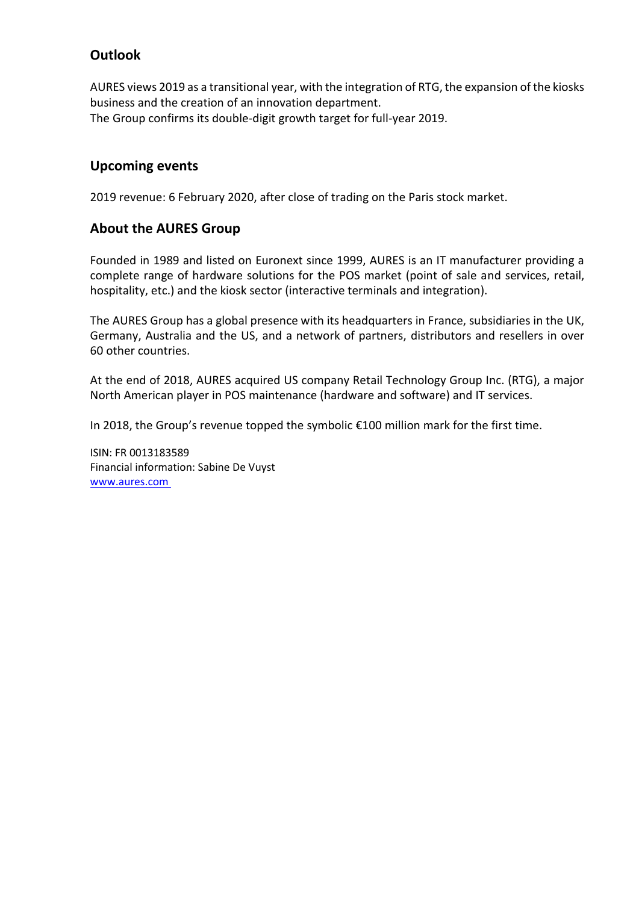## Outlook

AURES views 2019 as a transitional year, with the integration of RTG, the expansion of the kiosks business and the creation of an innovation department.
The Group confirms its double-digit growth target for full-year 2019.

## Upcoming events

2019 revenue: 6 February 2020, after close of trading on the Paris stock market.

## About the AURES Group

Founded in 1989 and listed on Euronext since 1999, AURES is an IT manufacturer providing a complete range of hardware solutions for the POS market (point of sale and services, retail, hospitality, etc.) and the kiosk sector (interactive terminals and integration).

The AURES Group has a global presence with its headquarters in France, subsidiaries in the UK, Germany, Australia and the US, and a network of partners, distributors and resellers in over 60 other countries.

At the end of 2018, AURES acquired US company Retail Technology Group Inc. (RTG), a major North American player in POS maintenance (hardware and software) and IT services.

In 2018, the Group's revenue topped the symbolic €100 million mark for the first time.

ISIN: FR 0013183589
Financial information: Sabine De Vuyst
[www.aures.com](http://www.aures.com)